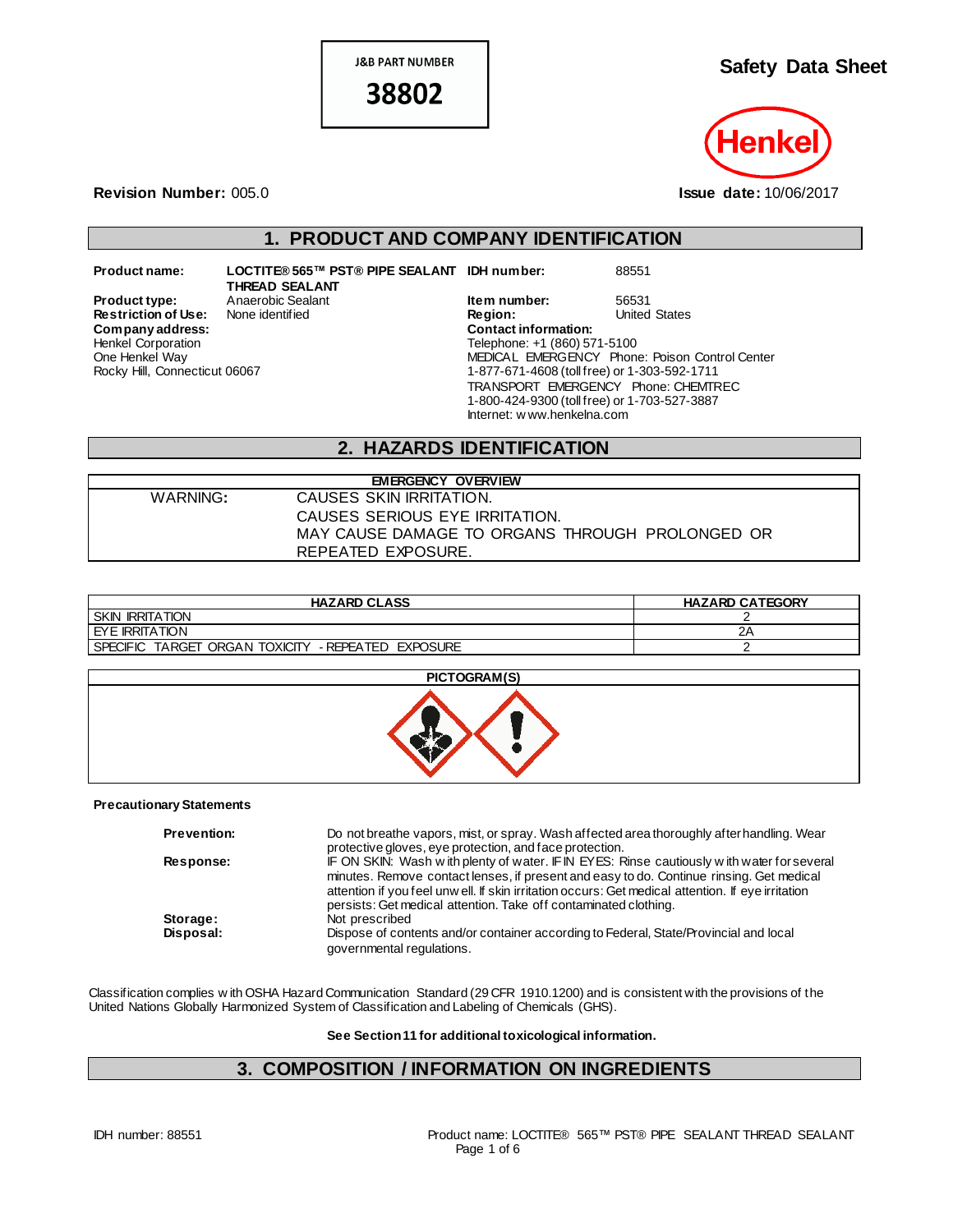**J&B PART NUMBER**

**38802**

# Safety Data Sheet

Henkel

**Revision Number:** 005.0

**Issue date:** 10/06/2017

## 1. PRODUCT AND COMPANY IDENTIFICATION

**Product name:** LOCTITE® 565™ PST® PIPE SEALANT THREAD SEALANT

**Product type:** Anaerobic Sealant

**Restriction of Use:** None identified

**Company address:**
Henkel Corporation
One Henkel Way
Rocky Hill, Connecticut 06067

**IDH number:** 88551

**Item number:** 56531

**Region:** United States

**Contact information:**
Telephone: +1 (860) 571-5100
MEDICAL EMERGENCY Phone: Poison Control Center
1-877-671-4608 (toll free) or 1-303-592-1711
TRANSPORT EMERGENCY Phone: CHEMTREC
1-800-424-9300 (toll free) or 1-703-527-3887
Internet: www.henkelna.com

## 2. HAZARDS IDENTIFICATION

| EMERGENCY OVERVIEW | |
|---|---|
| WARNING: | CAUSES SKIN IRRITATION.<br>CAUSES SERIOUS EYE IRRITATION.<br>MAY CAUSE DAMAGE TO ORGANS THROUGH PROLONGED OR REPEATED EXPOSURE. |

| HAZARD CLASS | HAZARD CATEGORY |
|---|---|
| SKIN IRRITATION | 2 |
| EYE IRRITATION | 2A |
| SPECIFIC TARGET ORGAN TOXICITY - REPEATED EXPOSURE | 2 |

**PICTOGRAM(S)**

**Precautionary Statements**

| | |
|---|---|
| **Prevention:** | Do not breathe vapors, mist, or spray. Wash affected area thoroughly after handling. Wear protective gloves, eye protection, and face protection. |
| **Response:** | IF ON SKIN: Wash with plenty of water. IF IN EYES: Rinse cautiously with water for several minutes. Remove contact lenses, if present and easy to do. Continue rinsing. Get medical attention if you feel unwell. If skin irritation occurs: Get medical attention. If eye irritation persists: Get medical attention. Take off contaminated clothing. |
| **Storage:** | Not prescribed |
| **Disposal:** | Dispose of contents and/or container according to Federal, State/Provincial and local governmental regulations. |

Classification complies with OSHA Hazard Communication Standard (29 CFR 1910.1200) and is consistent with the provisions of the United Nations Globally Harmonized System of Classification and Labeling of Chemicals (GHS).

**See Section 11 for additional toxicological information.**

## 3. COMPOSITION / INFORMATION ON INGREDIENTS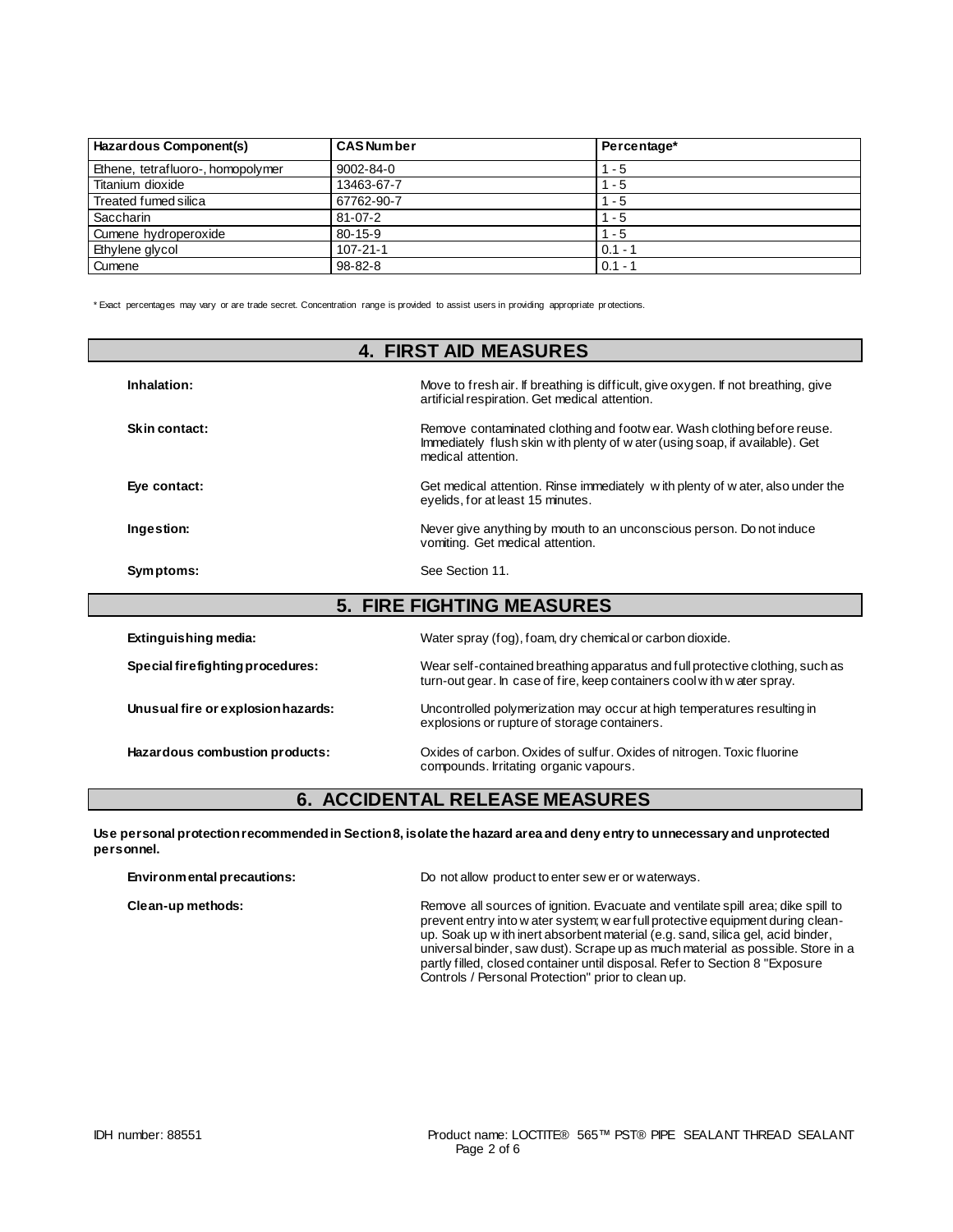| Hazardous Component(s) | CAS Number | Percentage* |
| --- | --- | --- |
| Ethene, tetrafluoro-, homopolymer | 9002-84-0 | 1 - 5 |
| Titanium dioxide | 13463-67-7 | 1 - 5 |
| Treated fumed silica | 67762-90-7 | 1 - 5 |
| Saccharin | 81-07-2 | 1 - 5 |
| Cumene hydroperoxide | 80-15-9 | 1 - 5 |
| Ethylene glycol | 107-21-1 | 0.1 - 1 |
| Cumene | 98-82-8 | 0.1 - 1 |

* Exact percentages may vary or are trade secret. Concentration range is provided to assist users in providing appropriate protections.

## 4. FIRST AID MEASURES

**Inhalation:** Move to fresh air. If breathing is difficult, give oxygen. If not breathing, give artificial respiration. Get medical attention.

**Skin contact:** Remove contaminated clothing and footwear. Wash clothing before reuse. Immediately flush skin with plenty of water (using soap, if available). Get medical attention.

**Eye contact:** Get medical attention. Rinse immediately with plenty of water, also under the eyelids, for at least 15 minutes.

**Ingestion:** Never give anything by mouth to an unconscious person. Do not induce vomiting. Get medical attention.

**Symptoms:** See Section 11.

## 5. FIRE FIGHTING MEASURES

**Extinguishing media:** Water spray (fog), foam, dry chemical or carbon dioxide.

**Special firefighting procedures:** Wear self-contained breathing apparatus and full protective clothing, such as turn-out gear. In case of fire, keep containers cool with water spray.

**Unusual fire or explosion hazards:** Uncontrolled polymerization may occur at high temperatures resulting in explosions or rupture of storage containers.

**Hazardous combustion products:** Oxides of carbon. Oxides of sulfur. Oxides of nitrogen. Toxic fluorine compounds. Irritating organic vapours.

## 6. ACCIDENTAL RELEASE MEASURES

**Use personal protection recommended in Section 8, isolate the hazard area and deny entry to unnecessary and unprotected personnel.**

**Environmental precautions:** Do not allow product to enter sewer or waterways.

**Clean-up methods:** Remove all sources of ignition. Evacuate and ventilate spill area; dike spill to prevent entry into water system; wear full protective equipment during clean-up. Soak up with inert absorbent material (e.g. sand, silica gel, acid binder, universal binder, saw dust). Scrape up as much material as possible. Store in a partly filled, closed container until disposal. Refer to Section 8 "Exposure Controls / Personal Protection" prior to clean up.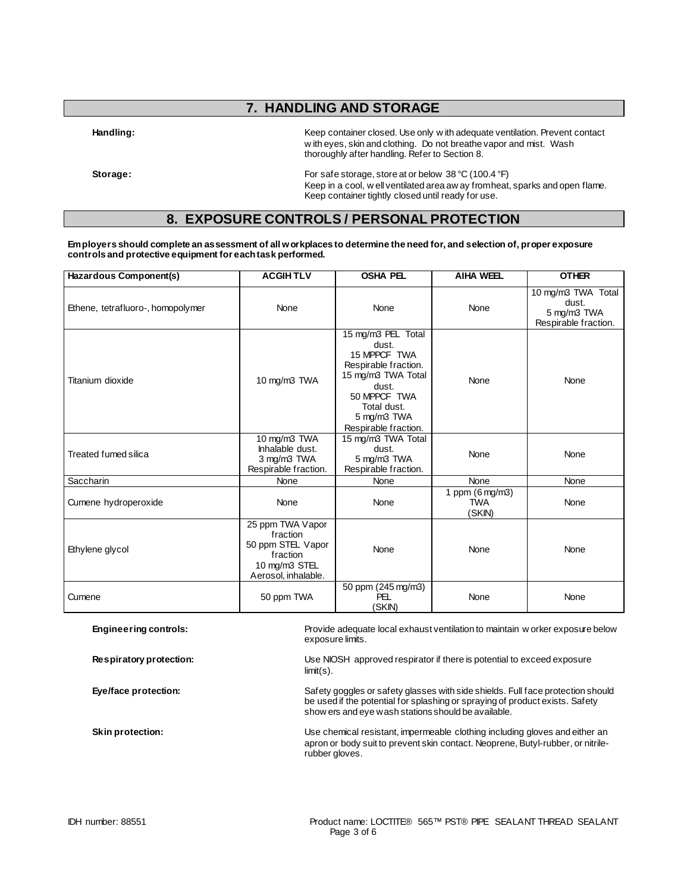## 7. HANDLING AND STORAGE

**Handling:** Keep container closed. Use only with adequate ventilation. Prevent contact with eyes, skin and clothing. Do not breathe vapor and mist. Wash thoroughly after handling. Refer to Section 8.

**Storage:** For safe storage, store at or below 38 °C (100.4 °F)
Keep in a cool, well ventilated area away from heat, sparks and open flame.
Keep container tightly closed until ready for use.

## 8. EXPOSURE CONTROLS / PERSONAL PROTECTION

**Employers should complete an assessment of all workplaces to determine the need for, and selection of, proper exposure controls and protective equipment for each task performed.**

| Hazardous Component(s) | ACGIH TLV | OSHA PEL | AIHA WEEL | OTHER |
|---|---|---|---|---|
| Ethene, tetrafluoro-, homopolymer | None | None | None | 10 mg/m3 TWA Total dust.<br>5 mg/m3 TWA Respirable fraction. |
| Titanium dioxide | 10 mg/m3 TWA | 15 mg/m3 PEL Total dust.<br>15 MPPCF TWA Respirable fraction.<br>15 mg/m3 TWA Total dust.<br>50 MPPCF TWA Total dust.<br>5 mg/m3 TWA Respirable fraction. | None | None |
| Treated fumed silica | 10 mg/m3 TWA Inhalable dust.<br>3 mg/m3 TWA Respirable fraction. | 15 mg/m3 TWA Total dust.<br>5 mg/m3 TWA Respirable fraction. | None | None |
| Saccharin | None | None | None | None |
| Cumene hydroperoxide | None | None | 1 ppm (6 mg/m3) TWA (SKIN) | None |
| Ethylene glycol | 25 ppm TWA Vapor fraction<br>50 ppm STEL Vapor fraction<br>10 mg/m3 STEL Aerosol, inhalable. | None | None | None |
| Cumene | 50 ppm TWA | 50 ppm (245 mg/m3) PEL (SKIN) | None | None |

**Engineering controls:** Provide adequate local exhaust ventilation to maintain worker exposure below exposure limits.

**Respiratory protection:** Use NIOSH approved respirator if there is potential to exceed exposure limit(s).

**Eye/face protection:** Safety goggles or safety glasses with side shields. Full face protection should be used if the potential for splashing or spraying of product exists. Safety showers and eye wash stations should be available.

**Skin protection:** Use chemical resistant, impermeable clothing including gloves and either an apron or body suit to prevent skin contact. Neoprene, Butyl-rubber, or nitrile-rubber gloves.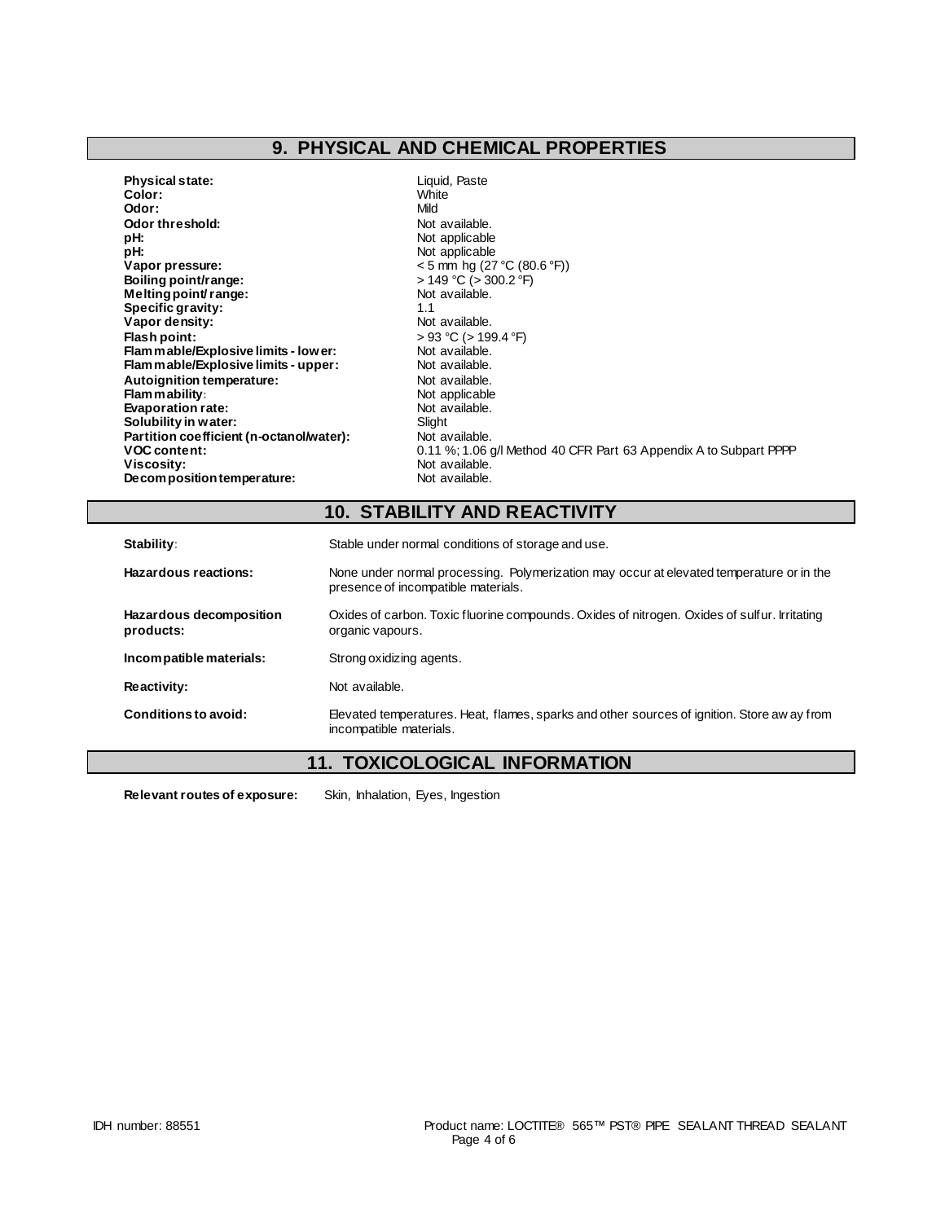## 9. PHYSICAL AND CHEMICAL PROPERTIES

| | |
|---|---|
| **Physical state:** | Liquid, Paste |
| **Color:** | White |
| **Odor:** | Mild |
| **Odor threshold:** | Not available. |
| **pH:** | Not applicable |
| **pH:** | Not applicable |
| **Vapor pressure:** | < 5 mm hg (27 °C (80.6 °F)) |
| **Boiling point/range:** | > 149 °C (> 300.2 °F) |
| **Melting point/ range:** | Not available. |
| **Specific gravity:** | 1.1 |
| **Vapor density:** | Not available. |
| **Flash point:** | > 93 °C (> 199.4 °F) |
| **Flammable/Explosive limits - lower:** | Not available. |
| **Flammable/Explosive limits - upper:** | Not available. |
| **Autoignition temperature:** | Not available. |
| **Flammability:** | Not applicable |
| **Evaporation rate:** | Not available. |
| **Solubility in water:** | Slight |
| **Partition coefficient (n-octanol/water):** | Not available. |
| **VOC content:** | 0.11 %; 1.06 g/l Method 40 CFR Part 63 Appendix A to Subpart PPPP |
| **Viscosity:** | Not available. |
| **Decomposition temperature:** | Not available. |

## 10. STABILITY AND REACTIVITY

| | |
|---|---|
| **Stability:** | Stable under normal conditions of storage and use. |
| **Hazardous reactions:** | None under normal processing. Polymerization may occur at elevated temperature or in the presence of incompatible materials. |
| **Hazardous decomposition products:** | Oxides of carbon. Toxic fluorine compounds. Oxides of nitrogen. Oxides of sulfur. Irritating organic vapours. |
| **Incompatible materials:** | Strong oxidizing agents. |
| **Reactivity:** | Not available. |
| **Conditions to avoid:** | Elevated temperatures. Heat, flames, sparks and other sources of ignition. Store away from incompatible materials. |

## 11. TOXICOLOGICAL INFORMATION

**Relevant routes of exposure:** Skin, Inhalation, Eyes, Ingestion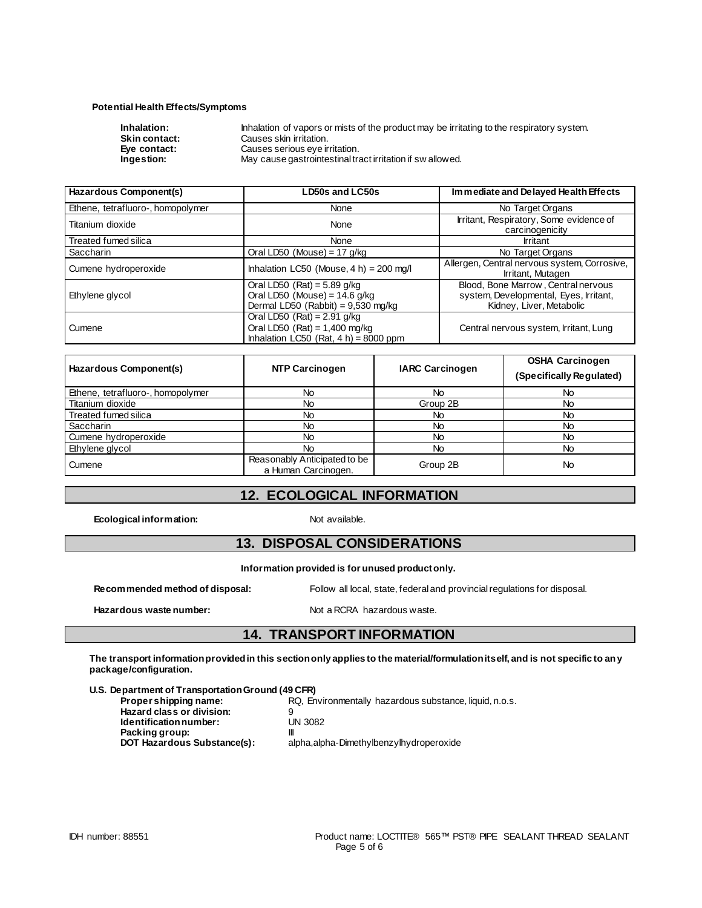**Potential Health Effects/Symptoms**

**Inhalation:** Inhalation of vapors or mists of the product may be irritating to the respiratory system.
**Skin contact:** Causes skin irritation.
**Eye contact:** Causes serious eye irritation.
**Ingestion:** May cause gastrointestinal tract irritation if swallowed.

| Hazardous Component(s) | LD50s and LC50s | Immediate and Delayed Health Effects |
|---|---|---|
| Ethene, tetrafluoro-, homopolymer | None | No Target Organs |
| Titanium dioxide | None | Irritant, Respiratory, Some evidence of carcinogenicity |
| Treated fumed silica | None | Irritant |
| Saccharin | Oral LD50 (Mouse) = 17 g/kg | No Target Organs |
| Cumene hydroperoxide | Inhalation LC50 (Mouse, 4 h) = 200 mg/l | Allergen, Central nervous system, Corrosive, Irritant, Mutagen |
| Ethylene glycol | Oral LD50 (Rat) = 5.89 g/kg<br>Oral LD50 (Mouse) = 14.6 g/kg<br>Dermal LD50 (Rabbit) = 9,530 mg/kg | Blood, Bone Marrow, Central nervous system, Developmental, Eyes, Irritant, Kidney, Liver, Metabolic |
| Cumene | Oral LD50 (Rat) = 2.91 g/kg<br>Oral LD50 (Rat) = 1,400 mg/kg<br>Inhalation LC50 (Rat, 4 h) = 8000 ppm | Central nervous system, Irritant, Lung |

| Hazardous Component(s) | NTP Carcinogen | IARC Carcinogen | OSHA Carcinogen (Specifically Regulated) |
|---|---|---|---|
| Ethene, tetrafluoro-, homopolymer | No | No | No |
| Titanium dioxide | No | Group 2B | No |
| Treated fumed silica | No | No | No |
| Saccharin | No | No | No |
| Cumene hydroperoxide | No | No | No |
| Ethylene glycol | No | No | No |
| Cumene | Reasonably Anticipated to be a Human Carcinogen. | Group 2B | No |

## 12. ECOLOGICAL INFORMATION

**Ecological information:** Not available.

## 13. DISPOSAL CONSIDERATIONS

**Information provided is for unused product only.**

**Recommended method of disposal:** Follow all local, state, federal and provincial regulations for disposal.

**Hazardous waste number:** Not a RCRA hazardous waste.

## 14. TRANSPORT INFORMATION

**The transport information provided in this section only applies to the material/formulation itself, and is not specific to any package/configuration.**

**U.S. Department of Transportation Ground (49 CFR)**

**Proper shipping name:** RQ, Environmentally hazardous substance, liquid, n.o.s.
**Hazard class or division:** 9
**Identification number:** UN 3082
**Packing group:** III
**DOT Hazardous Substance(s):** alpha,alpha-Dimethylbenzylhydroperoxide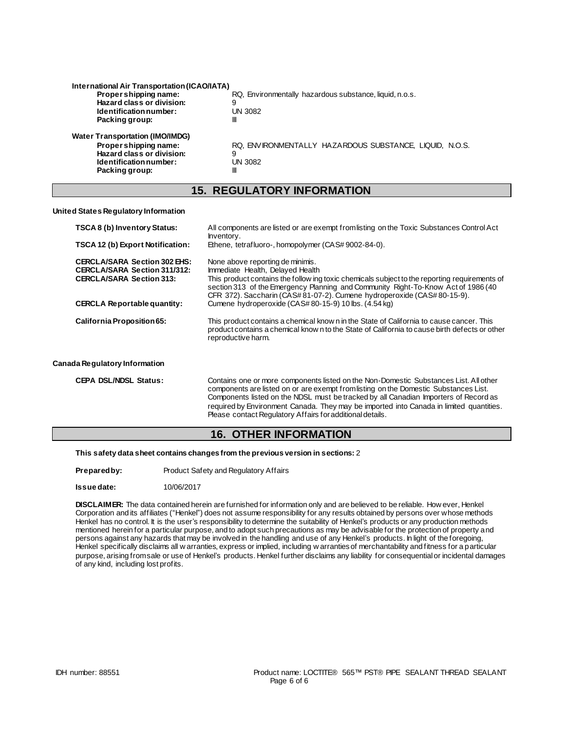**International Air Transportation (ICAO/IATA)**

| | |
|---|---|
| **Proper shipping name:** | RQ, Environmentally hazardous substance, liquid, n.o.s. |
| **Hazard class or division:** | 9 |
| **Identification number:** | UN 3082 |
| **Packing group:** | III |

**Water Transportation (IMO/IMDG)**

| | |
|---|---|
| **Proper shipping name:** | RQ, ENVIRONMENTALLY HAZARDOUS SUBSTANCE, LIQUID, N.O.S. |
| **Hazard class or division:** | 9 |
| **Identification number:** | UN 3082 |
| **Packing group:** | III |

## 15. REGULATORY INFORMATION

**United States Regulatory Information**

| | |
|---|---|
| **TSCA 8 (b) Inventory Status:** | All components are listed or are exempt from listing on the Toxic Substances Control Act Inventory. |
| **TSCA 12 (b) Export Notification:** | Ethene, tetrafluoro-, homopolymer (CAS# 9002-84-0). |
| **CERCLA/SARA Section 302 EHS:** | None above reporting de minimis. |
| **CERCLA/SARA Section 311/312:** | Immediate Health, Delayed Health |
| **CERCLA/SARA Section 313:** | This product contains the following toxic chemicals subject to the reporting requirements of section 313 of the Emergency Planning and Community Right-To-Know Act of 1986 (40 CFR 372). Saccharin (CAS# 81-07-2). Cumene hydroperoxide (CAS# 80-15-9). |
| **CERCLA Reportable quantity:** | Cumene hydroperoxide (CAS# 80-15-9) 10 lbs. (4.54 kg) |
| **California Proposition 65:** | This product contains a chemical known in the State of California to cause cancer. This product contains a chemical known to the State of California to cause birth defects or other reproductive harm. |

**Canada Regulatory Information**

| | |
|---|---|
| **CEPA DSL/NDSL Status:** | Contains one or more components listed on the Non-Domestic Substances List. All other components are listed on or are exempt from listing on the Domestic Substances List. Components listed on the NDSL must be tracked by all Canadian Importers of Record as required by Environment Canada. They may be imported into Canada in limited quantities. Please contact Regulatory Affairs for additional details. |

## 16. OTHER INFORMATION

**This safety data sheet contains changes from the previous version in sections:** 2

**Prepared by:** Product Safety and Regulatory Affairs

**Issue date:** 10/06/2017

**DISCLAIMER:** The data contained herein are furnished for information only and are believed to be reliable. However, Henkel Corporation and its affiliates ("Henkel") does not assume responsibility for any results obtained by persons over whose methods Henkel has no control. It is the user's responsibility to determine the suitability of Henkel's products or any production methods mentioned herein for a particular purpose, and to adopt such precautions as may be advisable for the protection of property and persons against any hazards that may be involved in the handling and use of any Henkel's products. In light of the foregoing, Henkel specifically disclaims all warranties, express or implied, including warranties of merchantability and fitness for a particular purpose, arising from sale or use of Henkel's products. Henkel further disclaims any liability for consequential or incidental damages of any kind, including lost profits.

IDH number: 88551 Product name: LOCTITE® 565™ PST® PIPE SEALANT THREAD SEALANT